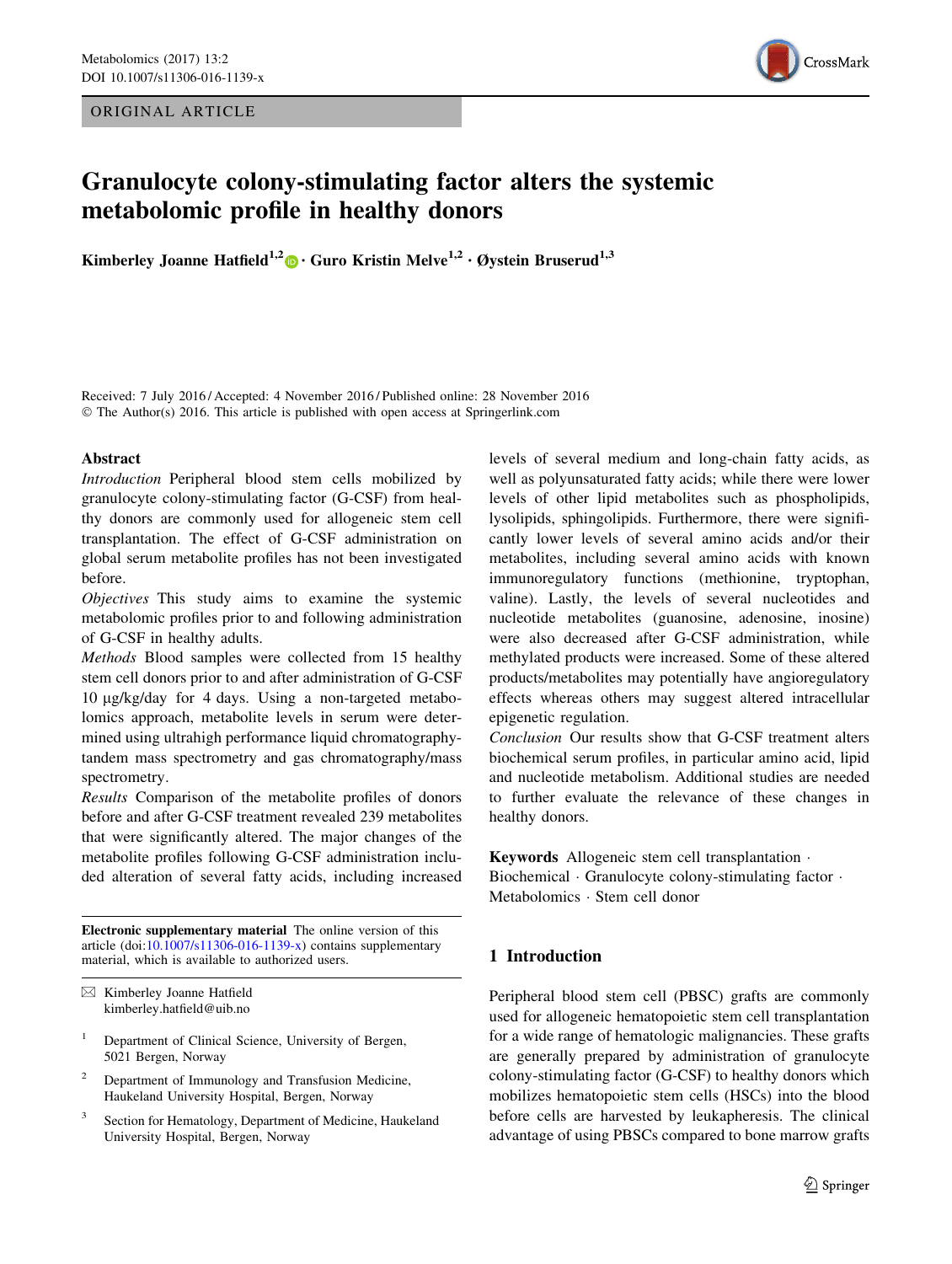ORIGINAL ARTICLE

# Granulocyte colony-stimulating factor alters the systemic metabolomic profile in healthy donors

**Kimberley Joanne Hatfield[1,2] · Guro Kristin Melve[1,2] · Øystein Bruserud[1,3]**

Received: 7 July 2016 / Accepted: 4 November 2016 / Published online: 28 November 2016
© The Author(s) 2016. This article is published with open access at Springerlink.com

## Abstract

*Introduction* Peripheral blood stem cells mobilized by granulocyte colony-stimulating factor (G-CSF) from healthy donors are commonly used for allogeneic stem cell transplantation. The effect of G-CSF administration on global serum metabolite profiles has not been investigated before.

*Objectives* This study aims to examine the systemic metabolomic profiles prior to and following administration of G-CSF in healthy adults.

*Methods* Blood samples were collected from 15 healthy stem cell donors prior to and after administration of G-CSF 10 µg/kg/day for 4 days. Using a non-targeted metabolomics approach, metabolite levels in serum were determined using ultrahigh performance liquid chromatography-tandem mass spectrometry and gas chromatography/mass spectrometry.

*Results* Comparison of the metabolite profiles of donors before and after G-CSF treatment revealed 239 metabolites that were significantly altered. The major changes of the metabolite profiles following G-CSF administration included alteration of several fatty acids, including increased levels of several medium and long-chain fatty acids, as well as polyunsaturated fatty acids; while there were lower levels of other lipid metabolites such as phospholipids, lysolipids, sphingolipids. Furthermore, there were significantly lower levels of several amino acids and/or their metabolites, including several amino acids with known immunoregulatory functions (methionine, tryptophan, valine). Lastly, the levels of several nucleotides and nucleotide metabolites (guanosine, adenosine, inosine) were also decreased after G-CSF administration, while methylated products were increased. Some of these altered products/metabolites may potentially have angioregulatory effects whereas others may suggest altered intracellular epigenetic regulation.

*Conclusion* Our results show that G-CSF treatment alters biochemical serum profiles, in particular amino acid, lipid and nucleotide metabolism. Additional studies are needed to further evaluate the relevance of these changes in healthy donors.

**Keywords** Allogeneic stem cell transplantation · Biochemical · Granulocyte colony-stimulating factor · Metabolomics · Stem cell donor

**Electronic supplementary material** The online version of this article (doi:10.1007/s11306-016-1139-x) contains supplementary material, which is available to authorized users.

✉ Kimberley Joanne Hatfield
kimberley.hatfield@uib.no

[1] Department of Clinical Science, University of Bergen, 5021 Bergen, Norway

[2] Department of Immunology and Transfusion Medicine, Haukeland University Hospital, Bergen, Norway

[3] Section for Hematology, Department of Medicine, Haukeland University Hospital, Bergen, Norway

## 1 Introduction

Peripheral blood stem cell (PBSC) grafts are commonly used for allogeneic hematopoietic stem cell transplantation for a wide range of hematologic malignancies. These grafts are generally prepared by administration of granulocyte colony-stimulating factor (G-CSF) to healthy donors which mobilizes hematopoietic stem cells (HSCs) into the blood before cells are harvested by leukapheresis. The clinical advantage of using PBSCs compared to bone marrow grafts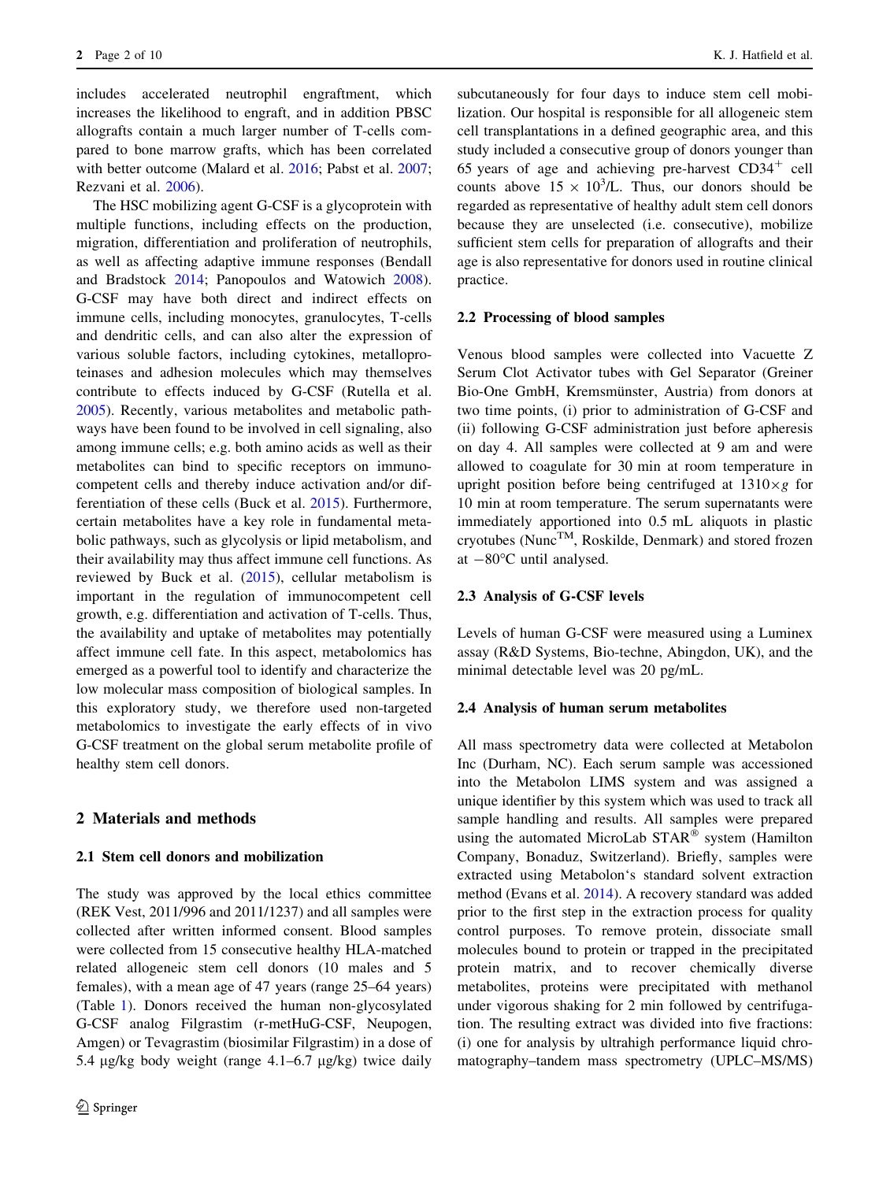includes accelerated neutrophil engraftment, which increases the likelihood to engraft, and in addition PBSC allografts contain a much larger number of T-cells compared to bone marrow grafts, which has been correlated with better outcome (Malard et al. 2016; Pabst et al. 2007; Rezvani et al. 2006).

The HSC mobilizing agent G-CSF is a glycoprotein with multiple functions, including effects on the production, migration, differentiation and proliferation of neutrophils, as well as affecting adaptive immune responses (Bendall and Bradstock 2014; Panopoulos and Watowich 2008). G-CSF may have both direct and indirect effects on immune cells, including monocytes, granulocytes, T-cells and dendritic cells, and can also alter the expression of various soluble factors, including cytokines, metalloproteinases and adhesion molecules which may themselves contribute to effects induced by G-CSF (Rutella et al. 2005). Recently, various metabolites and metabolic pathways have been found to be involved in cell signaling, also among immune cells; e.g. both amino acids as well as their metabolites can bind to specific receptors on immunocompetent cells and thereby induce activation and/or differentiation of these cells (Buck et al. 2015). Furthermore, certain metabolites have a key role in fundamental metabolic pathways, such as glycolysis or lipid metabolism, and their availability may thus affect immune cell functions. As reviewed by Buck et al. (2015), cellular metabolism is important in the regulation of immunocompetent cell growth, e.g. differentiation and activation of T-cells. Thus, the availability and uptake of metabolites may potentially affect immune cell fate. In this aspect, metabolomics has emerged as a powerful tool to identify and characterize the low molecular mass composition of biological samples. In this exploratory study, we therefore used non-targeted metabolomics to investigate the early effects of in vivo G-CSF treatment on the global serum metabolite profile of healthy stem cell donors.

## 2 Materials and methods

### 2.1 Stem cell donors and mobilization

The study was approved by the local ethics committee (REK Vest, 2011/996 and 2011/1237) and all samples were collected after written informed consent. Blood samples were collected from 15 consecutive healthy HLA-matched related allogeneic stem cell donors (10 males and 5 females), with a mean age of 47 years (range 25–64 years) (Table 1). Donors received the human non-glycosylated G-CSF analog Filgrastim (r-metHuG-CSF, Neupogen, Amgen) or Tevagrastim (biosimilar Filgrastim) in a dose of 5.4 µg/kg body weight (range 4.1–6.7 µg/kg) twice daily subcutaneously for four days to induce stem cell mobilization. Our hospital is responsible for all allogeneic stem cell transplantations in a defined geographic area, and this study included a consecutive group of donors younger than 65 years of age and achieving pre-harvest $CD34^{+}$ cell counts above $15 \times 10^{3}$/L. Thus, our donors should be regarded as representative of healthy adult stem cell donors because they are unselected (i.e. consecutive), mobilize sufficient stem cells for preparation of allografts and their age is also representative for donors used in routine clinical practice.

### 2.2 Processing of blood samples

Venous blood samples were collected into Vacuette Z Serum Clot Activator tubes with Gel Separator (Greiner Bio-One GmbH, Kremsmünster, Austria) from donors at two time points, (i) prior to administration of G-CSF and (ii) following G-CSF administration just before apheresis on day 4. All samples were collected at 9 am and were allowed to coagulate for 30 min at room temperature in upright position before being centrifuged at $1310\times g$ for 10 min at room temperature. The serum supernatants were immediately apportioned into 0.5 mL aliquots in plastic cryotubes (Nunc™, Roskilde, Denmark) and stored frozen at −80°C until analysed.

### 2.3 Analysis of G-CSF levels

Levels of human G-CSF were measured using a Luminex assay (R&D Systems, Bio-techne, Abingdon, UK), and the minimal detectable level was 20 pg/mL.

### 2.4 Analysis of human serum metabolites

All mass spectrometry data were collected at Metabolon Inc (Durham, NC). Each serum sample was accessioned into the Metabolon LIMS system and was assigned a unique identifier by this system which was used to track all sample handling and results. All samples were prepared using the automated MicroLab STAR® system (Hamilton Company, Bonaduz, Switzerland). Briefly, samples were extracted using Metabolon's standard solvent extraction method (Evans et al. 2014). A recovery standard was added prior to the first step in the extraction process for quality control purposes. To remove protein, dissociate small molecules bound to protein or trapped in the precipitated protein matrix, and to recover chemically diverse metabolites, proteins were precipitated with methanol under vigorous shaking for 2 min followed by centrifugation. The resulting extract was divided into five fractions: (i) one for analysis by ultrahigh performance liquid chromatography–tandem mass spectrometry (UPLC–MS/MS)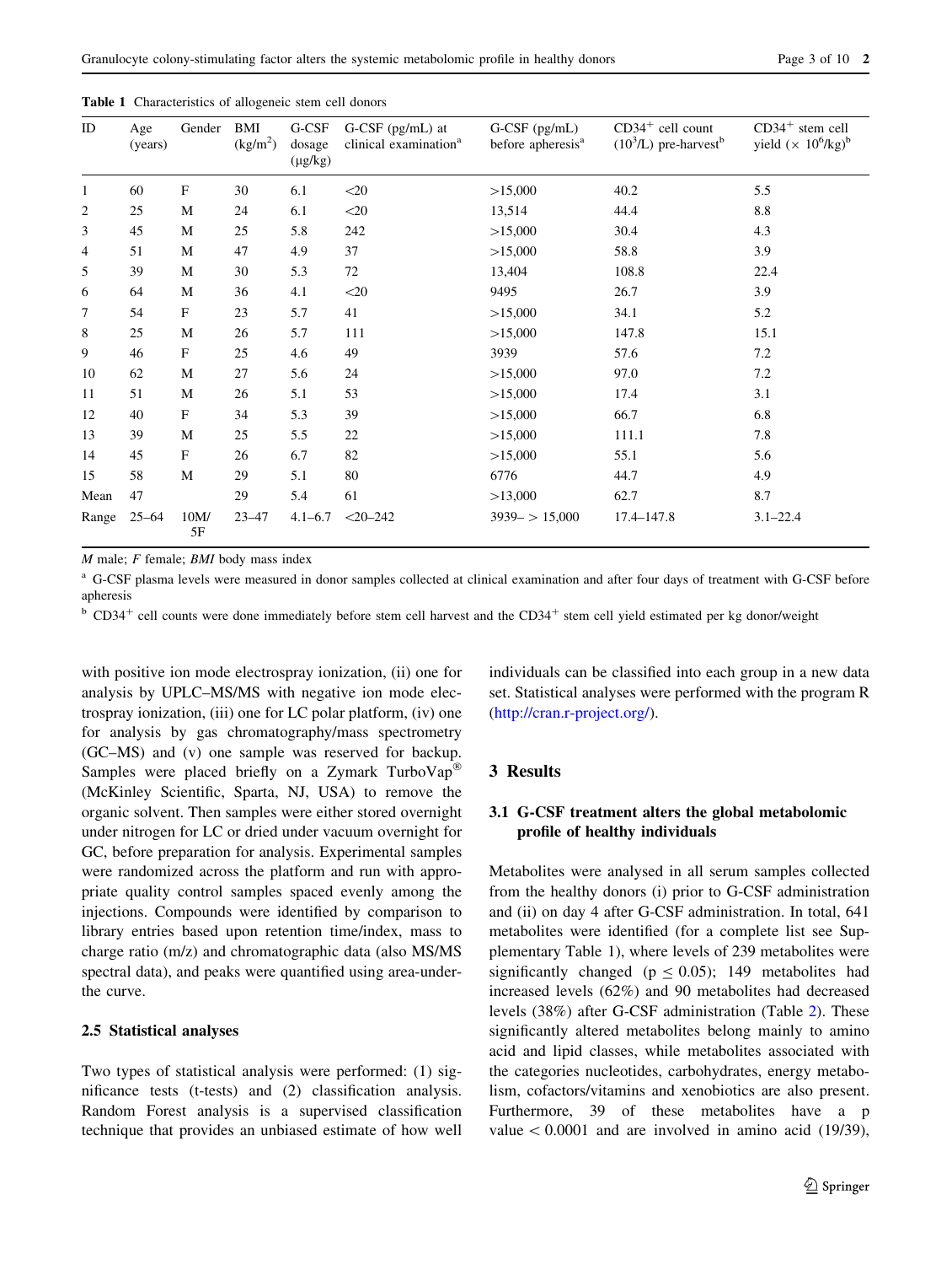Table 1 Characteristics of allogeneic stem cell donors

| ID | Age (years) | Gender | BMI ($kg/m^2$) | G-CSF dosage (μg/kg) | G-CSF (pg/mL) at clinical examination[a] | G-CSF (pg/mL) before apheresis[a] | $CD34^+$ cell count ($10^3$/L) pre-harvest[b] | $CD34^+$ stem cell yield ($\times 10^6$/kg)[b] |
|---|---|---|---|---|---|---|---|---|
| 1 | 60 | F | 30 | 6.1 | <20 | >15,000 | 40.2 | 5.5 |
| 2 | 25 | M | 24 | 6.1 | <20 | 13,514 | 44.4 | 8.8 |
| 3 | 45 | M | 25 | 5.8 | 242 | >15,000 | 30.4 | 4.3 |
| 4 | 51 | M | 47 | 4.9 | 37 | >15,000 | 58.8 | 3.9 |
| 5 | 39 | M | 30 | 5.3 | 72 | 13,404 | 108.8 | 22.4 |
| 6 | 64 | M | 36 | 4.1 | <20 | 9495 | 26.7 | 3.9 |
| 7 | 54 | F | 23 | 5.7 | 41 | >15,000 | 34.1 | 5.2 |
| 8 | 25 | M | 26 | 5.7 | 111 | >15,000 | 147.8 | 15.1 |
| 9 | 46 | F | 25 | 4.6 | 49 | 3939 | 57.6 | 7.2 |
| 10 | 62 | M | 27 | 5.6 | 24 | >15,000 | 97.0 | 7.2 |
| 11 | 51 | M | 26 | 5.1 | 53 | >15,000 | 17.4 | 3.1 |
| 12 | 40 | F | 34 | 5.3 | 39 | >15,000 | 66.7 | 6.8 |
| 13 | 39 | M | 25 | 5.5 | 22 | >15,000 | 111.1 | 7.8 |
| 14 | 45 | F | 26 | 6.7 | 82 | >15,000 | 55.1 | 5.6 |
| 15 | 58 | M | 29 | 5.1 | 80 | 6776 | 44.7 | 4.9 |
| Mean | 47 | | 29 | 5.4 | 61 | >13,000 | 62.7 | 8.7 |
| Range | 25–64 | 10M/5F | 23–47 | 4.1–6.7 | <20–242 | 3939– > 15,000 | 17.4–147.8 | 3.1–22.4 |

*M* male; *F* female; *BMI* body mass index

[a] G-CSF plasma levels were measured in donor samples collected at clinical examination and after four days of treatment with G-CSF before apheresis

[b] $CD34^+$ cell counts were done immediately before stem cell harvest and the $CD34^+$ stem cell yield estimated per kg donor/weight

with positive ion mode electrospray ionization, (ii) one for analysis by UPLC–MS/MS with negative ion mode electrospray ionization, (iii) one for LC polar platform, (iv) one for analysis by gas chromatography/mass spectrometry (GC–MS) and (v) one sample was reserved for backup. Samples were placed briefly on a Zymark TurboVap® (McKinley Scientific, Sparta, NJ, USA) to remove the organic solvent. Then samples were either stored overnight under nitrogen for LC or dried under vacuum overnight for GC, before preparation for analysis. Experimental samples were randomized across the platform and run with appropriate quality control samples spaced evenly among the injections. Compounds were identified by comparison to library entries based upon retention time/index, mass to charge ratio (m/z) and chromatographic data (also MS/MS spectral data), and peaks were quantified using area-under-the curve.

### 2.5 Statistical analyses

Two types of statistical analysis were performed: (1) significance tests (t-tests) and (2) classification analysis. Random Forest analysis is a supervised classification technique that provides an unbiased estimate of how well individuals can be classified into each group in a new data set. Statistical analyses were performed with the program R (http://cran.r-project.org/).

## 3 Results

### 3.1 G-CSF treatment alters the global metabolomic profile of healthy individuals

Metabolites were analysed in all serum samples collected from the healthy donors (i) prior to G-CSF administration and (ii) on day 4 after G-CSF administration. In total, 641 metabolites were identified (for a complete list see Supplementary Table 1), where levels of 239 metabolites were significantly changed ($p \leq 0.05$); 149 metabolites had increased levels (62%) and 90 metabolites had decreased levels (38%) after G-CSF administration (Table 2). These significantly altered metabolites belong mainly to amino acid and lipid classes, while metabolites associated with the categories nucleotides, carbohydrates, energy metabolism, cofactors/vitamins and xenobiotics are also present. Furthermore, 39 of these metabolites have a p value $< 0.0001$ and are involved in amino acid (19/39),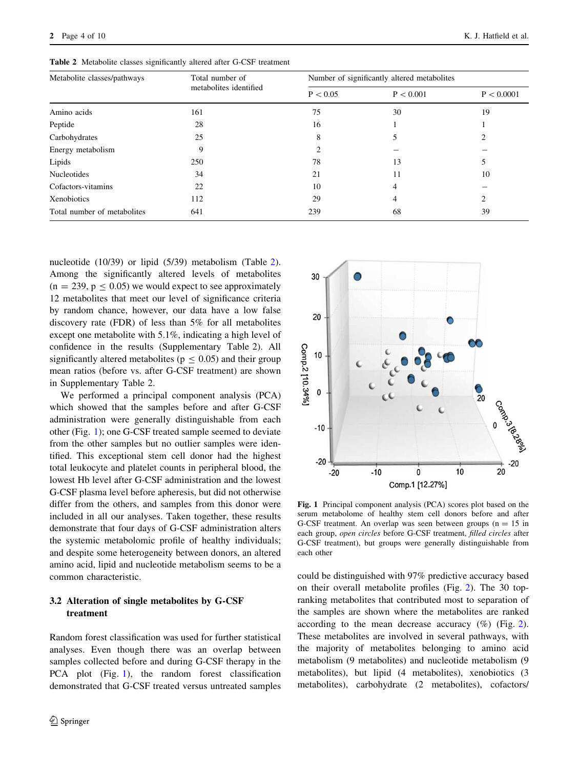**Table 2** Metabolite classes significantly altered after G-CSF treatment

| Metabolite classes/pathways | Total number of metabolites identified | Number of significantly altered metabolites | | |
|---|---|---|---|---|
| | | P < 0.05 | P < 0.001 | P < 0.0001 |
| Amino acids | 161 | 75 | 30 | 19 |
| Peptide | 28 | 16 | 1 | 1 |
| Carbohydrates | 25 | 8 | 5 | 2 |
| Energy metabolism | 9 | 2 | – | – |
| Lipids | 250 | 78 | 13 | 5 |
| Nucleotides | 34 | 21 | 11 | 10 |
| Cofactors-vitamins | 22 | 10 | 4 | – |
| Xenobiotics | 112 | 29 | 4 | 2 |
| Total number of metabolites | 641 | 239 | 68 | 39 |

nucleotide (10/39) or lipid (5/39) metabolism (Table 2). Among the significantly altered levels of metabolites ($n = 239$, $p \leq 0.05$) we would expect to see approximately 12 metabolites that meet our level of significance criteria by random chance, however, our data have a low false discovery rate (FDR) of less than 5% for all metabolites except one metabolite with 5.1%, indicating a high level of confidence in the results (Supplementary Table 2). All significantly altered metabolites ($p \leq 0.05$) and their group mean ratios (before vs. after G-CSF treatment) are shown in Supplementary Table 2.

We performed a principal component analysis (PCA) which showed that the samples before and after G-CSF administration were generally distinguishable from each other (Fig. 1); one G-CSF treated sample seemed to deviate from the other samples but no outlier samples were identified. This exceptional stem cell donor had the highest total leukocyte and platelet counts in peripheral blood, the lowest Hb level after G-CSF administration and the lowest G-CSF plasma level before apheresis, but did not otherwise differ from the others, and samples from this donor were included in all our analyses. Taken together, these results demonstrate that four days of G-CSF administration alters the systemic metabolomic profile of healthy individuals; and despite some heterogeneity between donors, an altered amino acid, lipid and nucleotide metabolism seems to be a common characteristic.

**Fig. 1** Principal component analysis (PCA) scores plot based on the serum metabolome of healthy stem cell donors before and after G-CSF treatment. An overlap was seen between groups ($n = 15$ in each group, *open circles* before G-CSF treatment, *filled circles* after G-CSF treatment), but groups were generally distinguishable from each other

### 3.2 Alteration of single metabolites by G-CSF treatment

Random forest classification was used for further statistical analyses. Even though there was an overlap between samples collected before and during G-CSF therapy in the PCA plot (Fig. 1), the random forest classification demonstrated that G-CSF treated versus untreated samples could be distinguished with 97% predictive accuracy based on their overall metabolite profiles (Fig. 2). The 30 top-ranking metabolites that contributed most to separation of the samples are shown where the metabolites are ranked according to the mean decrease accuracy (%) (Fig. 2). These metabolites are involved in several pathways, with the majority of metabolites belonging to amino acid metabolism (9 metabolites) and nucleotide metabolism (9 metabolites), but lipid (4 metabolites), xenobiotics (3 metabolites), carbohydrate (2 metabolites), cofactors/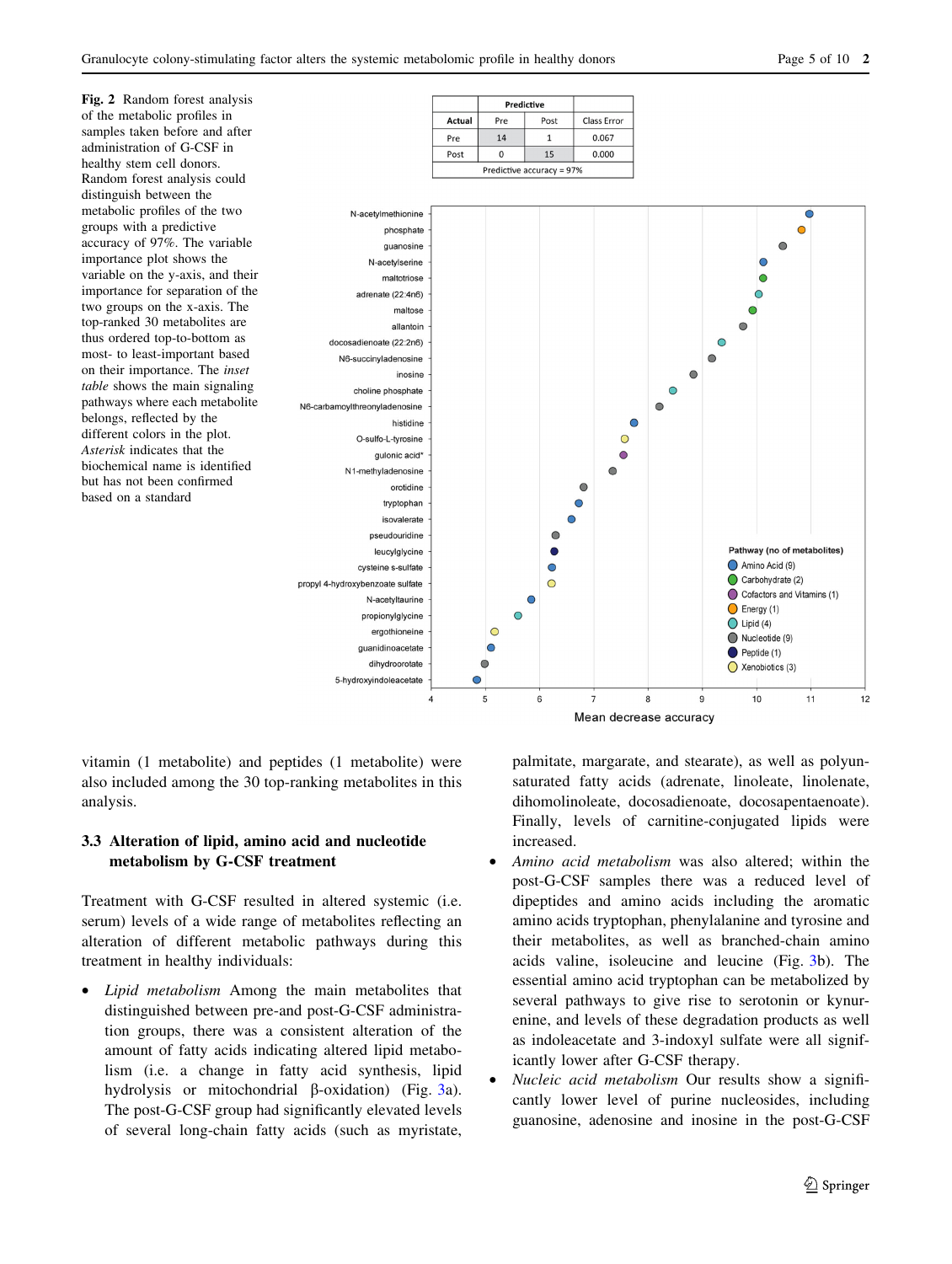**Fig. 2** Random forest analysis of the metabolic profiles in samples taken before and after administration of G-CSF in healthy stem cell donors. Random forest analysis could distinguish between the metabolic profiles of the two groups with a predictive accuracy of 97%. The variable importance plot shows the variable on the y-axis, and their importance for separation of the two groups on the x-axis. The top-ranked 30 metabolites are thus ordered top-to-bottom as most- to least-important based on their importance. The *inset table* shows the main signaling pathways where each metabolite belongs, reflected by the different colors in the plot. *Asterisk* indicates that the biochemical name is identified but has not been confirmed based on a standard

| | Predictive | | |
|---|---|---|---|
| Actual | Pre | Post | Class Error |
| Pre | 14 | 1 | 0.067 |
| Post | 0 | 15 | 0.000 |
| Predictive accuracy = 97% | | | |

vitamin (1 metabolite) and peptides (1 metabolite) were also included among the 30 top-ranking metabolites in this analysis.

### 3.3 Alteration of lipid, amino acid and nucleotide metabolism by G-CSF treatment

Treatment with G-CSF resulted in altered systemic (i.e. serum) levels of a wide range of metabolites reflecting an alteration of different metabolic pathways during this treatment in healthy individuals:

- *Lipid metabolism* Among the main metabolites that distinguished between pre-and post-G-CSF administration groups, there was a consistent alteration of the amount of fatty acids indicating altered lipid metabolism (i.e. a change in fatty acid synthesis, lipid hydrolysis or mitochondrial β-oxidation) (Fig. 3a). The post-G-CSF group had significantly elevated levels of several long-chain fatty acids (such as myristate, palmitate, margarate, and stearate), as well as polyunsaturated fatty acids (adrenate, linoleate, linolenate, dihomolinoleate, docosadienoate, docosapentaenoate). Finally, levels of carnitine-conjugated lipids were increased.
- *Amino acid metabolism* was also altered; within the post-G-CSF samples there was a reduced level of dipeptides and amino acids including the aromatic amino acids tryptophan, phenylalanine and tyrosine and their metabolites, as well as branched-chain amino acids valine, isoleucine and leucine (Fig. 3b). The essential amino acid tryptophan can be metabolized by several pathways to give rise to serotonin or kynurenine, and levels of these degradation products as well as indoleacetate and 3-indoxyl sulfate were all significantly lower after G-CSF therapy.
- *Nucleic acid metabolism* Our results show a significantly lower level of purine nucleosides, including guanosine, adenosine and inosine in the post-G-CSF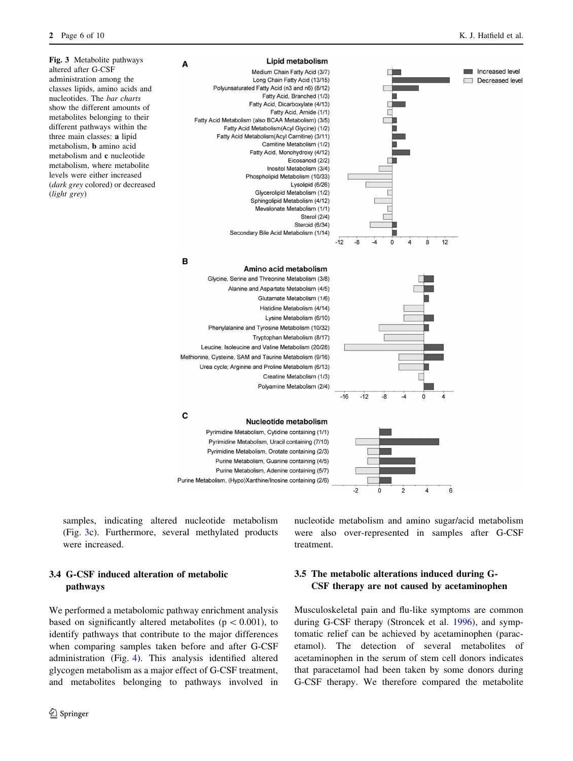**Fig. 3** Metabolite pathways altered after G-CSF administration among the classes lipids, amino acids and nucleotides. The *bar charts* show the different amounts of metabolites belonging to their different pathways within the three main classes: **a** lipid metabolism, **b** amino acid metabolism and **c** nucleotide metabolism, where metabolite levels were either increased (*dark grey* colored) or decreased (*light grey*)

samples, indicating altered nucleotide metabolism (Fig. 3c). Furthermore, several methylated products were increased.

### 3.4 G-CSF induced alteration of metabolic pathways

We performed a metabolomic pathway enrichment analysis based on significantly altered metabolites ($p < 0.001$), to identify pathways that contribute to the major differences when comparing samples taken before and after G-CSF administration (Fig. 4). This analysis identified altered glycogen metabolism as a major effect of G-CSF treatment, and metabolites belonging to pathways involved in nucleotide metabolism and amino sugar/acid metabolism were also over-represented in samples after G-CSF treatment.

### 3.5 The metabolic alterations induced during G-CSF therapy are not caused by acetaminophen

Musculoskeletal pain and flu-like symptoms are common during G-CSF therapy (Stroncek et al. 1996), and symptomatic relief can be achieved by acetaminophen (paracetamol). The detection of several metabolites of acetaminophen in the serum of stem cell donors indicates that paracetamol had been taken by some donors during G-CSF therapy. We therefore compared the metabolite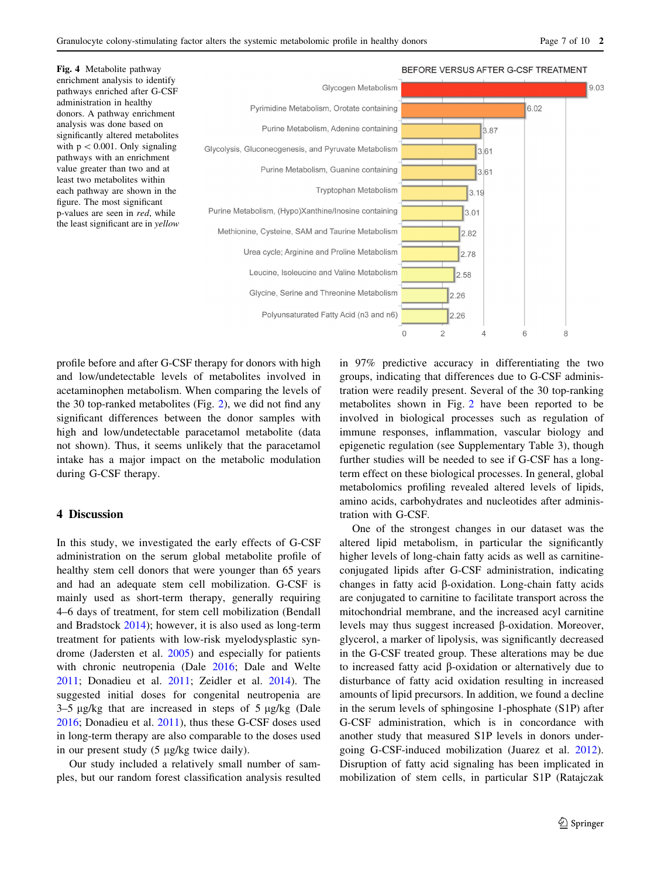**Fig. 4** Metabolite pathway enrichment analysis to identify pathways enriched after G-CSF administration in healthy donors. A pathway enrichment analysis was done based on significantly altered metabolites with $p < 0.001$. Only signaling pathways with an enrichment value greater than two and at least two metabolites within each pathway are shown in the figure. The most significant p-values are seen in *red*, while the least significant are in *yellow*

BEFORE VERSUS AFTER G-CSF TREATMENT

| Pathway | Enrichment value |
| --- | --- |
| Glycogen Metabolism | 9.03 |
| Pyrimidine Metabolism, Orotate containing | 6.02 |
| Purine Metabolism, Adenine containing | 3.87 |
| Glycolysis, Gluconeogenesis, and Pyruvate Metabolism | 3.61 |
| Purine Metabolism, Guanine containing | 3.61 |
| Tryptophan Metabolism | 3.19 |
| Purine Metabolism, (Hypo)Xanthine/Inosine containing | 3.01 |
| Methionine, Cysteine, SAM and Taurine Metabolism | 2.82 |
| Urea cycle; Arginine and Proline Metabolism | 2.78 |
| Leucine, Isoleucine and Valine Metabolism | 2.58 |
| Glycine, Serine and Threonine Metabolism | 2.26 |
| Polyunsaturated Fatty Acid (n3 and n6) | 2.26 |

profile before and after G-CSF therapy for donors with high and low/undetectable levels of metabolites involved in acetaminophen metabolism. When comparing the levels of the 30 top-ranked metabolites (Fig. 2), we did not find any significant differences between the donor samples with high and low/undetectable paracetamol metabolite (data not shown). Thus, it seems unlikely that the paracetamol intake has a major impact on the metabolic modulation during G-CSF therapy.

## 4 Discussion

In this study, we investigated the early effects of G-CSF administration on the serum global metabolite profile of healthy stem cell donors that were younger than 65 years and had an adequate stem cell mobilization. G-CSF is mainly used as short-term therapy, generally requiring 4–6 days of treatment, for stem cell mobilization (Bendall and Bradstock 2014); however, it is also used as long-term treatment for patients with low-risk myelodysplastic syndrome (Jadersten et al. 2005) and especially for patients with chronic neutropenia (Dale 2016; Dale and Welte 2011; Donadieu et al. 2011; Zeidler et al. 2014). The suggested initial doses for congenital neutropenia are 3–5 µg/kg that are increased in steps of 5 µg/kg (Dale 2016; Donadieu et al. 2011), thus these G-CSF doses used in long-term therapy are also comparable to the doses used in our present study (5 µg/kg twice daily).

Our study included a relatively small number of samples, but our random forest classification analysis resulted in 97% predictive accuracy in differentiating the two groups, indicating that differences due to G-CSF administration were readily present. Several of the 30 top-ranking metabolites shown in Fig. 2 have been reported to be involved in biological processes such as regulation of immune responses, inflammation, vascular biology and epigenetic regulation (see Supplementary Table 3), though further studies will be needed to see if G-CSF has a long-term effect on these biological processes. In general, global metabolomics profiling revealed altered levels of lipids, amino acids, carbohydrates and nucleotides after administration with G-CSF.

One of the strongest changes in our dataset was the altered lipid metabolism, in particular the significantly higher levels of long-chain fatty acids as well as carnitine-conjugated lipids after G-CSF administration, indicating changes in fatty acid β-oxidation. Long-chain fatty acids are conjugated to carnitine to facilitate transport across the mitochondrial membrane, and the increased acyl carnitine levels may thus suggest increased β-oxidation. Moreover, glycerol, a marker of lipolysis, was significantly decreased in the G-CSF treated group. These alterations may be due to increased fatty acid β-oxidation or alternatively due to disturbance of fatty acid oxidation resulting in increased amounts of lipid precursors. In addition, we found a decline in the serum levels of sphingosine 1-phosphate (S1P) after G-CSF administration, which is in concordance with another study that measured S1P levels in donors undergoing G-CSF-induced mobilization (Juarez et al. 2012). Disruption of fatty acid signaling has been implicated in mobilization of stem cells, in particular S1P (Ratajczak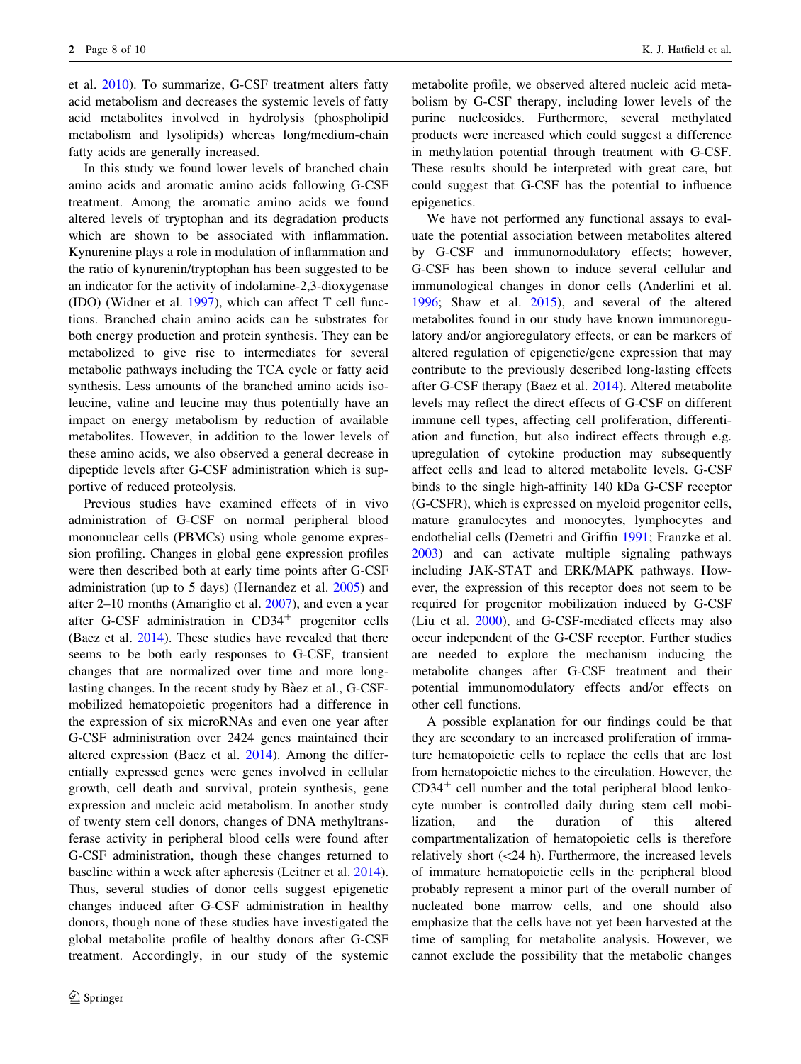et al. 2010). To summarize, G-CSF treatment alters fatty acid metabolism and decreases the systemic levels of fatty acid metabolites involved in hydrolysis (phospholipid metabolism and lysolipids) whereas long/medium-chain fatty acids are generally increased.

In this study we found lower levels of branched chain amino acids and aromatic amino acids following G-CSF treatment. Among the aromatic amino acids we found altered levels of tryptophan and its degradation products which are shown to be associated with inflammation. Kynurenine plays a role in modulation of inflammation and the ratio of kynurenin/tryptophan has been suggested to be an indicator for the activity of indolamine-2,3-dioxygenase (IDO) (Widner et al. 1997), which can affect T cell functions. Branched chain amino acids can be substrates for both energy production and protein synthesis. They can be metabolized to give rise to intermediates for several metabolic pathways including the TCA cycle or fatty acid synthesis. Less amounts of the branched amino acids isoleucine, valine and leucine may thus potentially have an impact on energy metabolism by reduction of available metabolites. However, in addition to the lower levels of these amino acids, we also observed a general decrease in dipeptide levels after G-CSF administration which is supportive of reduced proteolysis.

Previous studies have examined effects of in vivo administration of G-CSF on normal peripheral blood mononuclear cells (PBMCs) using whole genome expression profiling. Changes in global gene expression profiles were then described both at early time points after G-CSF administration (up to 5 days) (Hernandez et al. 2005) and after 2–10 months (Amariglio et al. 2007), and even a year after G-CSF administration in CD34$^{+}$ progenitor cells (Baez et al. 2014). These studies have revealed that there seems to be both early responses to G-CSF, transient changes that are normalized over time and more long-lasting changes. In the recent study by Bàez et al., G-CSF-mobilized hematopoietic progenitors had a difference in the expression of six microRNAs and even one year after G-CSF administration over 2424 genes maintained their altered expression (Baez et al. 2014). Among the differentially expressed genes were genes involved in cellular growth, cell death and survival, protein synthesis, gene expression and nucleic acid metabolism. In another study of twenty stem cell donors, changes of DNA methyltransferase activity in peripheral blood cells were found after G-CSF administration, though these changes returned to baseline within a week after apheresis (Leitner et al. 2014). Thus, several studies of donor cells suggest epigenetic changes induced after G-CSF administration in healthy donors, though none of these studies have investigated the global metabolite profile of healthy donors after G-CSF treatment. Accordingly, in our study of the systemic metabolite profile, we observed altered nucleic acid metabolism by G-CSF therapy, including lower levels of the purine nucleosides. Furthermore, several methylated products were increased which could suggest a difference in methylation potential through treatment with G-CSF. These results should be interpreted with great care, but could suggest that G-CSF has the potential to influence epigenetics.

We have not performed any functional assays to evaluate the potential association between metabolites altered by G-CSF and immunomodulatory effects; however, G-CSF has been shown to induce several cellular and immunological changes in donor cells (Anderlini et al. 1996; Shaw et al. 2015), and several of the altered metabolites found in our study have known immunoregulatory and/or angioregulatory effects, or can be markers of altered regulation of epigenetic/gene expression that may contribute to the previously described long-lasting effects after G-CSF therapy (Baez et al. 2014). Altered metabolite levels may reflect the direct effects of G-CSF on different immune cell types, affecting cell proliferation, differentiation and function, but also indirect effects through e.g. upregulation of cytokine production may subsequently affect cells and lead to altered metabolite levels. G-CSF binds to the single high-affinity 140 kDa G-CSF receptor (G-CSFR), which is expressed on myeloid progenitor cells, mature granulocytes and monocytes, lymphocytes and endothelial cells (Demetri and Griffin 1991; Franzke et al. 2003) and can activate multiple signaling pathways including JAK-STAT and ERK/MAPK pathways. However, the expression of this receptor does not seem to be required for progenitor mobilization induced by G-CSF (Liu et al. 2000), and G-CSF-mediated effects may also occur independent of the G-CSF receptor. Further studies are needed to explore the mechanism inducing the metabolite changes after G-CSF treatment and their potential immunomodulatory effects and/or effects on other cell functions.

A possible explanation for our findings could be that they are secondary to an increased proliferation of immature hematopoietic cells to replace the cells that are lost from hematopoietic niches to the circulation. However, the CD34$^{+}$ cell number and the total peripheral blood leukocyte number is controlled daily during stem cell mobilization, and the duration of this altered compartmentalization of hematopoietic cells is therefore relatively short (<24 h). Furthermore, the increased levels of immature hematopoietic cells in the peripheral blood probably represent a minor part of the overall number of nucleated bone marrow cells, and one should also emphasize that the cells have not yet been harvested at the time of sampling for metabolite analysis. However, we cannot exclude the possibility that the metabolic changes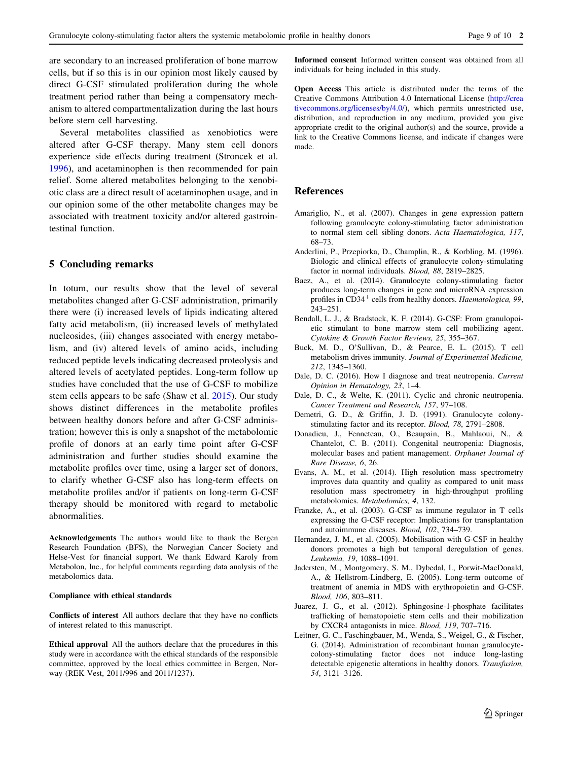are secondary to an increased proliferation of bone marrow cells, but if so this is in our opinion most likely caused by direct G-CSF stimulated proliferation during the whole treatment period rather than being a compensatory mechanism to altered compartmentalization during the last hours before stem cell harvesting.

Several metabolites classified as xenobiotics were altered after G-CSF therapy. Many stem cell donors experience side effects during treatment (Stroncek et al. 1996), and acetaminophen is then recommended for pain relief. Some altered metabolites belonging to the xenobiotic class are a direct result of acetaminophen usage, and in our opinion some of the other metabolite changes may be associated with treatment toxicity and/or altered gastrointestinal function.

## 5 Concluding remarks

In totum, our results show that the level of several metabolites changed after G-CSF administration, primarily there were (i) increased levels of lipids indicating altered fatty acid metabolism, (ii) increased levels of methylated nucleosides, (iii) changes associated with energy metabolism, and (iv) altered levels of amino acids, including reduced peptide levels indicating decreased proteolysis and altered levels of acetylated peptides. Long-term follow up studies have concluded that the use of G-CSF to mobilize stem cells appears to be safe (Shaw et al. 2015). Our study shows distinct differences in the metabolite profiles between healthy donors before and after G-CSF administration; however this is only a snapshot of the metabolomic profile of donors at an early time point after G-CSF administration and further studies should examine the metabolite profiles over time, using a larger set of donors, to clarify whether G-CSF also has long-term effects on metabolite profiles and/or if patients on long-term G-CSF therapy should be monitored with regard to metabolic abnormalities.

**Acknowledgements** The authors would like to thank the Bergen Research Foundation (BFS), the Norwegian Cancer Society and Helse-Vest for financial support. We thank Edward Karoly from Metabolon, Inc., for helpful comments regarding data analysis of the metabolomics data.

**Compliance with ethical standards**

**Conflicts of interest** All authors declare that they have no conflicts of interest related to this manuscript.

**Ethical approval** All the authors declare that the procedures in this study were in accordance with the ethical standards of the responsible committee, approved by the local ethics committee in Bergen, Norway (REK Vest, 2011/996 and 2011/1237).

**Informed consent** Informed written consent was obtained from all individuals for being included in this study.

**Open Access** This article is distributed under the terms of the Creative Commons Attribution 4.0 International License (http://creativecommons.org/licenses/by/4.0/), which permits unrestricted use, distribution, and reproduction in any medium, provided you give appropriate credit to the original author(s) and the source, provide a link to the Creative Commons license, and indicate if changes were made.

## References

Amariglio, N., et al. (2007). Changes in gene expression pattern following granulocyte colony-stimulating factor administration to normal stem cell sibling donors. *Acta Haematologica, 117*, 68–73.

Anderlini, P., Przepiorka, D., Champlin, R., & Korbling, M. (1996). Biologic and clinical effects of granulocyte colony-stimulating factor in normal individuals. *Blood, 88*, 2819–2825.

Baez, A., et al. (2014). Granulocyte colony-stimulating factor produces long-term changes in gene and microRNA expression profiles in CD34$^{+}$ cells from healthy donors. *Haematologica, 99*, 243–251.

Bendall, L. J., & Bradstock, K. F. (2014). G-CSF: From granulopoietic stimulant to bone marrow stem cell mobilizing agent. *Cytokine & Growth Factor Reviews, 25*, 355–367.

Buck, M. D., O'Sullivan, D., & Pearce, E. L. (2015). T cell metabolism drives immunity. *Journal of Experimental Medicine, 212*, 1345–1360.

Dale, D. C. (2016). How I diagnose and treat neutropenia. *Current Opinion in Hematology, 23*, 1–4.

Dale, D. C., & Welte, K. (2011). Cyclic and chronic neutropenia. *Cancer Treatment and Research, 157*, 97–108.

Demetri, G. D., & Griffin, J. D. (1991). Granulocyte colony-stimulating factor and its receptor. *Blood, 78*, 2791–2808.

Donadieu, J., Fenneteau, O., Beaupain, B., Mahlaoui, N., & Chantelot, C. B. (2011). Congenital neutropenia: Diagnosis, molecular bases and patient management. *Orphanet Journal of Rare Disease, 6*, 26.

Evans, A. M., et al. (2014). High resolution mass spectrometry improves data quantity and quality as compared to unit mass resolution mass spectrometry in high-throughput profiling metabolomics. *Metabolomics, 4*, 132.

Franzke, A., et al. (2003). G-CSF as immune regulator in T cells expressing the G-CSF receptor: Implications for transplantation and autoimmune diseases. *Blood, 102*, 734–739.

Hernandez, J. M., et al. (2005). Mobilisation with G-CSF in healthy donors promotes a high but temporal deregulation of genes. *Leukemia, 19*, 1088–1091.

Jadersten, M., Montgomery, S. M., Dybedal, I., Porwit-MacDonald, A., & Hellstrom-Lindberg, E. (2005). Long-term outcome of treatment of anemia in MDS with erythropoietin and G-CSF. *Blood, 106*, 803–811.

Juarez, J. G., et al. (2012). Sphingosine-1-phosphate facilitates trafficking of hematopoietic stem cells and their mobilization by CXCR4 antagonists in mice. *Blood, 119*, 707–716.

Leitner, G. C., Faschingbauer, M., Wenda, S., Weigel, G., & Fischer, G. (2014). Administration of recombinant human granulocyte-colony-stimulating factor does not induce long-lasting detectable epigenetic alterations in healthy donors. *Transfusion, 54*, 3121–3126.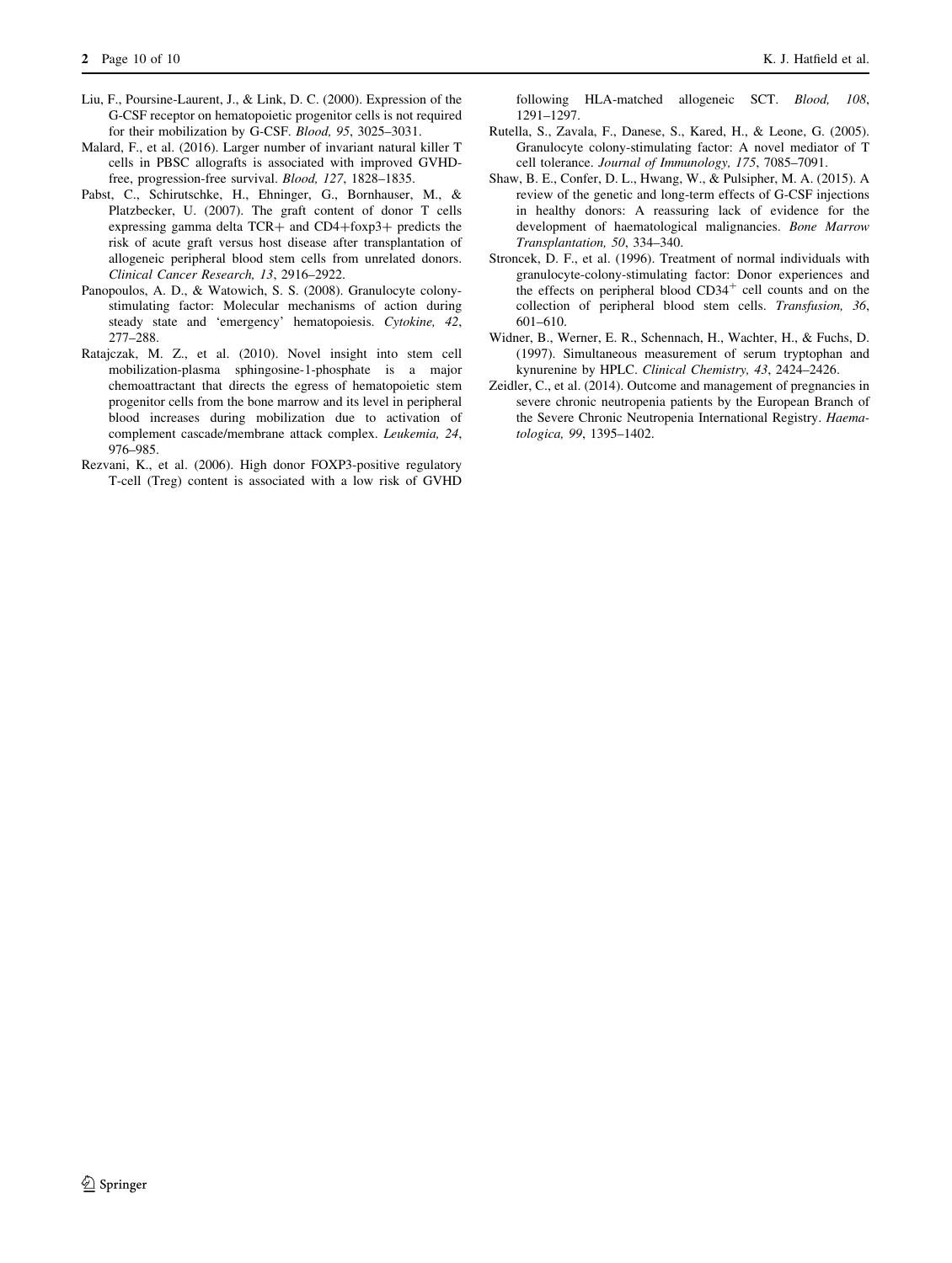Liu, F., Poursine-Laurent, J., & Link, D. C. (2000). Expression of the G-CSF receptor on hematopoietic progenitor cells is not required for their mobilization by G-CSF. *Blood, 95*, 3025–3031.

Malard, F., et al. (2016). Larger number of invariant natural killer T cells in PBSC allografts is associated with improved GVHD-free, progression-free survival. *Blood, 127*, 1828–1835.

Pabst, C., Schirutschke, H., Ehninger, G., Bornhauser, M., & Platzbecker, U. (2007). The graft content of donor T cells expressing gamma delta TCR+ and CD4+foxp3+ predicts the risk of acute graft versus host disease after transplantation of allogeneic peripheral blood stem cells from unrelated donors. *Clinical Cancer Research, 13*, 2916–2922.

Panopoulos, A. D., & Watowich, S. S. (2008). Granulocyte colony-stimulating factor: Molecular mechanisms of action during steady state and 'emergency' hematopoiesis. *Cytokine, 42*, 277–288.

Ratajczak, M. Z., et al. (2010). Novel insight into stem cell mobilization-plasma sphingosine-1-phosphate is a major chemoattractant that directs the egress of hematopoietic stem progenitor cells from the bone marrow and its level in peripheral blood increases during mobilization due to activation of complement cascade/membrane attack complex. *Leukemia, 24*, 976–985.

Rezvani, K., et al. (2006). High donor FOXP3-positive regulatory T-cell (Treg) content is associated with a low risk of GVHD following HLA-matched allogeneic SCT. *Blood, 108*, 1291–1297.

Rutella, S., Zavala, F., Danese, S., Kared, H., & Leone, G. (2005). Granulocyte colony-stimulating factor: A novel mediator of T cell tolerance. *Journal of Immunology, 175*, 7085–7091.

Shaw, B. E., Confer, D. L., Hwang, W., & Pulsipher, M. A. (2015). A review of the genetic and long-term effects of G-CSF injections in healthy donors: A reassuring lack of evidence for the development of haematological malignancies. *Bone Marrow Transplantation, 50*, 334–340.

Stroncek, D. F., et al. (1996). Treatment of normal individuals with granulocyte-colony-stimulating factor: Donor experiences and the effects on peripheral blood $CD34^+$ cell counts and on the collection of peripheral blood stem cells. *Transfusion, 36*, 601–610.

Widner, B., Werner, E. R., Schennach, H., Wachter, H., & Fuchs, D. (1997). Simultaneous measurement of serum tryptophan and kynurenine by HPLC. *Clinical Chemistry, 43*, 2424–2426.

Zeidler, C., et al. (2014). Outcome and management of pregnancies in severe chronic neutropenia patients by the European Branch of the Severe Chronic Neutropenia International Registry. *Haematologica, 99*, 1395–1402.